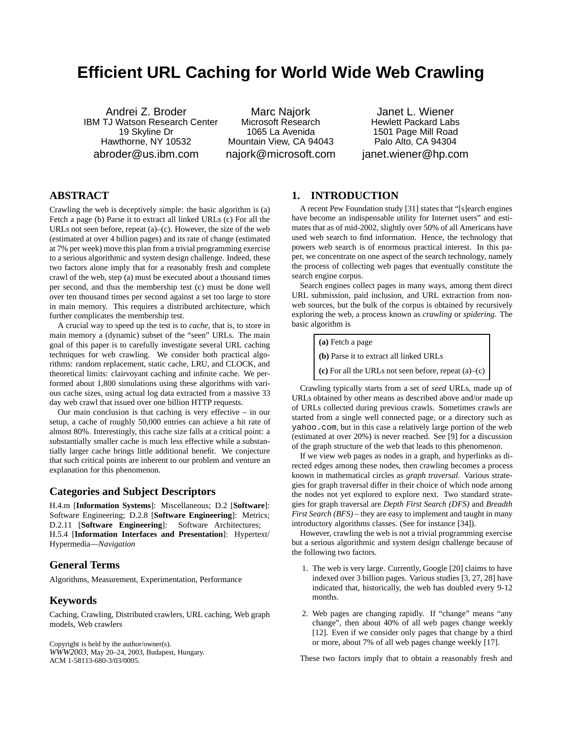# Efficient URL Caching for World Wide Web Crawling

Andrei Z. Broder
IBM TJ Watson Research Center
19 Skyline Dr
Hawthorne, NY 10532
abroder@us.ibm.com

Marc Najork
Microsoft Research
1065 La Avenida
Mountain View, CA 94043
najork@microsoft.com

Janet L. Wiener
Hewlett Packard Labs
1501 Page Mill Road
Palo Alto, CA 94304
janet.wiener@hp.com

## ABSTRACT

Crawling the web is deceptively simple: the basic algorithm is (a) Fetch a page (b) Parse it to extract all linked URLs (c) For all the URLs not seen before, repeat (a)–(c). However, the size of the web (estimated at over 4 billion pages) and its rate of change (estimated at 7% per week) move this plan from a trivial programming exercise to a serious algorithmic and system design challenge. Indeed, these two factors alone imply that for a reasonably fresh and complete crawl of the web, step (a) must be executed about a thousand times per second, and thus the membership test (c) must be done well over ten thousand times per second against a set too large to store in main memory. This requires a distributed architecture, which further complicates the membership test.

A crucial way to speed up the test is to *cache*, that is, to store in main memory a (dynamic) subset of the "seen" URLs. The main goal of this paper is to carefully investigate several URL caching techniques for web crawling. We consider both practical algorithms: random replacement, static cache, LRU, and CLOCK, and theoretical limits: clairvoyant caching and infinite cache. We performed about 1,800 simulations using these algorithms with various cache sizes, using actual log data extracted from a massive 33 day web crawl that issued over one billion HTTP requests.

Our main conclusion is that caching is very effective – in our setup, a cache of roughly 50,000 entries can achieve a hit rate of almost 80%. Interestingly, this cache size falls at a critical point: a substantially smaller cache is much less effective while a substantially larger cache brings little additional benefit. We conjecture that such critical points are inherent to our problem and venture an explanation for this phenomenon.

## Categories and Subject Descriptors

H.4.m [**Information Systems**]: Miscellaneous; D.2 [**Software**]: Software Engineering; D.2.8 [**Software Engineering**]: Metrics; D.2.11 [**Software Engineering**]: Software Architectures; H.5.4 [**Information Interfaces and Presentation**]: Hypertext/ Hypermedia—*Navigation*

## General Terms

Algorithms, Measurement, Experimentation, Performance

## Keywords

Caching, Crawling, Distributed crawlers, URL caching, Web graph models, Web crawlers

Copyright is held by the author/owner(s).
*WWW2003*, May 20–24, 2003, Budapest, Hungary.
ACM 1-58113-680-3/03/0005.

## 1. INTRODUCTION

A recent Pew Foundation study [31] states that "[s]earch engines have become an indispensable utility for Internet users" and estimates that as of mid-2002, slightly over 50% of all Americans have used web search to find information. Hence, the technology that powers web search is of enormous practical interest. In this paper, we concentrate on one aspect of the search technology, namely the process of collecting web pages that eventually constitute the search engine corpus.

Search engines collect pages in many ways, among them direct URL submission, paid inclusion, and URL extraction from non-web sources, but the bulk of the corpus is obtained by recursively exploring the web, a process known as *crawling* or *spidering*. The basic algorithm is

> **(a)** Fetch a page
>
> **(b)** Parse it to extract all linked URLs
>
> **(c)** For all the URLs not seen before, repeat (a)–(c)

Crawling typically starts from a set of *seed* URLs, made up of URLs obtained by other means as described above and/or made up of URLs collected during previous crawls. Sometimes crawls are started from a single well connected page, or a directory such as `yahoo.com`, but in this case a relatively large portion of the web (estimated at over 20%) is never reached. See [9] for a discussion of the graph structure of the web that leads to this phenomenon.

If we view web pages as nodes in a graph, and hyperlinks as directed edges among these nodes, then crawling becomes a process known in mathematical circles as *graph traversal*. Various strategies for graph traversal differ in their choice of which node among the nodes not yet explored to explore next. Two standard strategies for graph traversal are *Depth First Search (DFS)* and *Breadth First Search (BFS)* – they are easy to implement and taught in many introductory algorithms classes. (See for instance [34]).

However, crawling the web is not a trivial programming exercise but a serious algorithmic and system design challenge because of the following two factors.

1. The web is very large. Currently, Google [20] claims to have indexed over 3 billion pages. Various studies [3, 27, 28] have indicated that, historically, the web has doubled every 9-12 months.
2. Web pages are changing rapidly. If "change" means "any change", then about 40% of all web pages change weekly [12]. Even if we consider only pages that change by a third or more, about 7% of all web pages change weekly [17].

These two factors imply that to obtain a reasonably fresh and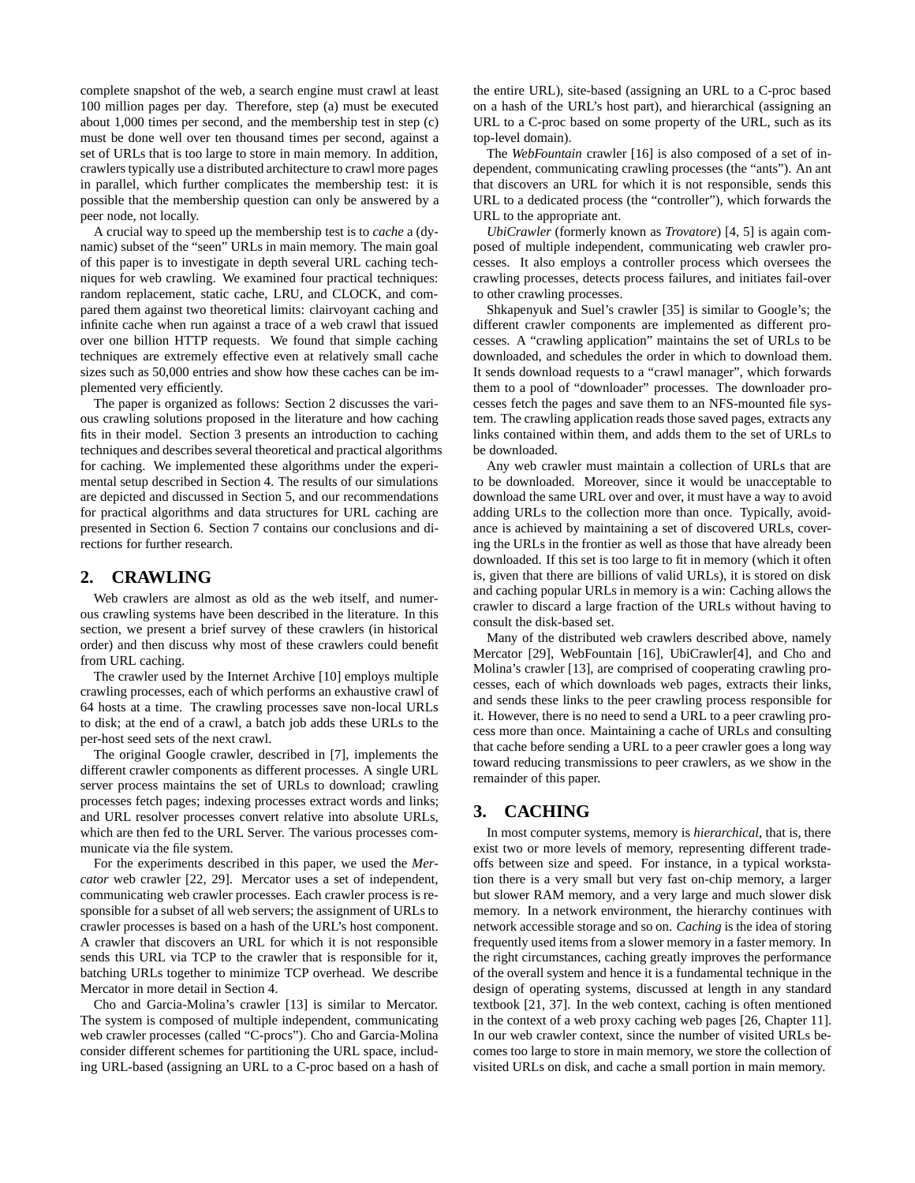complete snapshot of the web, a search engine must crawl at least 100 million pages per day. Therefore, step (a) must be executed about 1,000 times per second, and the membership test in step (c) must be done well over ten thousand times per second, against a set of URLs that is too large to store in main memory. In addition, crawlers typically use a distributed architecture to crawl more pages in parallel, which further complicates the membership test: it is possible that the membership question can only be answered by a peer node, not locally.

A crucial way to speed up the membership test is to *cache* a (dynamic) subset of the "seen" URLs in main memory. The main goal of this paper is to investigate in depth several URL caching techniques for web crawling. We examined four practical techniques: random replacement, static cache, LRU, and CLOCK, and compared them against two theoretical limits: clairvoyant caching and infinite cache when run against a trace of a web crawl that issued over one billion HTTP requests. We found that simple caching techniques are extremely effective even at relatively small cache sizes such as 50,000 entries and show how these caches can be implemented very efficiently.

The paper is organized as follows: Section 2 discusses the various crawling solutions proposed in the literature and how caching fits in their model. Section 3 presents an introduction to caching techniques and describes several theoretical and practical algorithms for caching. We implemented these algorithms under the experimental setup described in Section 4. The results of our simulations are depicted and discussed in Section 5, and our recommendations for practical algorithms and data structures for URL caching are presented in Section 6. Section 7 contains our conclusions and directions for further research.

## 2. CRAWLING

Web crawlers are almost as old as the web itself, and numerous crawling systems have been described in the literature. In this section, we present a brief survey of these crawlers (in historical order) and then discuss why most of these crawlers could benefit from URL caching.

The crawler used by the Internet Archive [10] employs multiple crawling processes, each of which performs an exhaustive crawl of 64 hosts at a time. The crawling processes save non-local URLs to disk; at the end of a crawl, a batch job adds these URLs to the per-host seed sets of the next crawl.

The original Google crawler, described in [7], implements the different crawler components as different processes. A single URL server process maintains the set of URLs to download; crawling processes fetch pages; indexing processes extract words and links; and URL resolver processes convert relative into absolute URLs, which are then fed to the URL Server. The various processes communicate via the file system.

For the experiments described in this paper, we used the *Mercator* web crawler [22, 29]. Mercator uses a set of independent, communicating web crawler processes. Each crawler process is responsible for a subset of all web servers; the assignment of URLs to crawler processes is based on a hash of the URL's host component. A crawler that discovers an URL for which it is not responsible sends this URL via TCP to the crawler that is responsible for it, batching URLs together to minimize TCP overhead. We describe Mercator in more detail in Section 4.

Cho and Garcia-Molina's crawler [13] is similar to Mercator. The system is composed of multiple independent, communicating web crawler processes (called "C-procs"). Cho and Garcia-Molina consider different schemes for partitioning the URL space, including URL-based (assigning an URL to a C-proc based on a hash of the entire URL), site-based (assigning an URL to a C-proc based on a hash of the URL's host part), and hierarchical (assigning an URL to a C-proc based on some property of the URL, such as its top-level domain).

The *WebFountain* crawler [16] is also composed of a set of independent, communicating crawling processes (the "ants"). An ant that discovers an URL for which it is not responsible, sends this URL to a dedicated process (the "controller"), which forwards the URL to the appropriate ant.

*UbiCrawler* (formerly known as *Trovatore*) [4, 5] is again composed of multiple independent, communicating web crawler processes. It also employs a controller process which oversees the crawling processes, detects process failures, and initiates fail-over to other crawling processes.

Shkapenyuk and Suel's crawler [35] is similar to Google's; the different crawler components are implemented as different processes. A "crawling application" maintains the set of URLs to be downloaded, and schedules the order in which to download them. It sends download requests to a "crawl manager", which forwards them to a pool of "downloader" processes. The downloader processes fetch the pages and save them to an NFS-mounted file system. The crawling application reads those saved pages, extracts any links contained within them, and adds them to the set of URLs to be downloaded.

Any web crawler must maintain a collection of URLs that are to be downloaded. Moreover, since it would be unacceptable to download the same URL over and over, it must have a way to avoid adding URLs to the collection more than once. Typically, avoidance is achieved by maintaining a set of discovered URLs, covering the URLs in the frontier as well as those that have already been downloaded. If this set is too large to fit in memory (which it often is, given that there are billions of valid URLs), it is stored on disk and caching popular URLs in memory is a win: Caching allows the crawler to discard a large fraction of the URLs without having to consult the disk-based set.

Many of the distributed web crawlers described above, namely Mercator [29], WebFountain [16], UbiCrawler[4], and Cho and Molina's crawler [13], are comprised of cooperating crawling processes, each of which downloads web pages, extracts their links, and sends these links to the peer crawling process responsible for it. However, there is no need to send a URL to a peer crawling process more than once. Maintaining a cache of URLs and consulting that cache before sending a URL to a peer crawler goes a long way toward reducing transmissions to peer crawlers, as we show in the remainder of this paper.

## 3. CACHING

In most computer systems, memory is *hierarchical*, that is, there exist two or more levels of memory, representing different trade-offs between size and speed. For instance, in a typical workstation there is a very small but very fast on-chip memory, a larger but slower RAM memory, and a very large and much slower disk memory. In a network environment, the hierarchy continues with network accessible storage and so on. *Caching* is the idea of storing frequently used items from a slower memory in a faster memory. In the right circumstances, caching greatly improves the performance of the overall system and hence it is a fundamental technique in the design of operating systems, discussed at length in any standard textbook [21, 37]. In the web context, caching is often mentioned in the context of a web proxy caching web pages [26, Chapter 11]. In our web crawler context, since the number of visited URLs becomes too large to store in main memory, we store the collection of visited URLs on disk, and cache a small portion in main memory.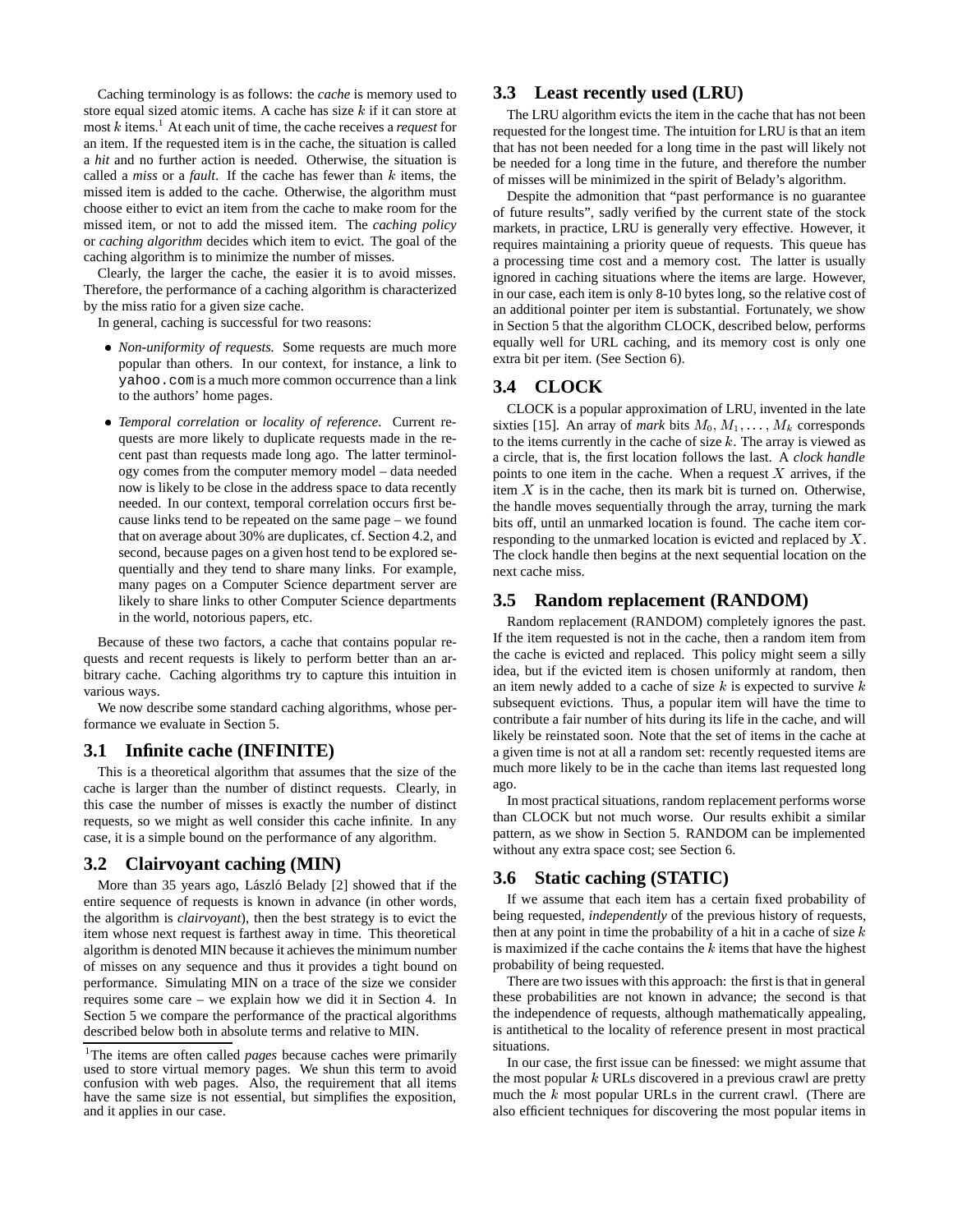Caching terminology is as follows: the *cache* is memory used to store equal sized atomic items. A cache has size $k$ if it can store at most $k$ items.[1] At each unit of time, the cache receives a *request* for an item. If the requested item is in the cache, the situation is called a *hit* and no further action is needed. Otherwise, the situation is called a *miss* or a *fault*. If the cache has fewer than $k$ items, the missed item is added to the cache. Otherwise, the algorithm must choose either to evict an item from the cache to make room for the missed item, or not to add the missed item. The *caching policy* or *caching algorithm* decides which item to evict. The goal of the caching algorithm is to minimize the number of misses.

Clearly, the larger the cache, the easier it is to avoid misses. Therefore, the performance of a caching algorithm is characterized by the miss ratio for a given size cache.

In general, caching is successful for two reasons:

- *Non-uniformity of requests.* Some requests are much more popular than others. In our context, for instance, a link to `yahoo.com` is a much more common occurrence than a link to the authors' home pages.
- *Temporal correlation* or *locality of reference*. Current requests are more likely to duplicate requests made in the recent past than requests made long ago. The latter terminology comes from the computer memory model – data needed now is likely to be close in the address space to data recently needed. In our context, temporal correlation occurs first because links tend to be repeated on the same page – we found that on average about 30% are duplicates, cf. Section 4.2, and second, because pages on a given host tend to be explored sequentially and they tend to share many links. For example, many pages on a Computer Science department server are likely to share links to other Computer Science departments in the world, notorious papers, etc.

Because of these two factors, a cache that contains popular requests and recent requests is likely to perform better than an arbitrary cache. Caching algorithms try to capture this intuition in various ways.

We now describe some standard caching algorithms, whose performance we evaluate in Section 5.

### 3.1 Infinite cache (INFINITE)

This is a theoretical algorithm that assumes that the size of the cache is larger than the number of distinct requests. Clearly, in this case the number of misses is exactly the number of distinct requests, so we might as well consider this cache infinite. In any case, it is a simple bound on the performance of any algorithm.

### 3.2 Clairvoyant caching (MIN)

More than 35 years ago, László Belady [2] showed that if the entire sequence of requests is known in advance (in other words, the algorithm is *clairvoyant*), then the best strategy is to evict the item whose next request is farthest away in time. This theoretical algorithm is denoted MIN because it achieves the minimum number of misses on any sequence and thus it provides a tight bound on performance. Simulating MIN on a trace of the size we consider requires some care – we explain how we did it in Section 4. In Section 5 we compare the performance of the practical algorithms described below both in absolute terms and relative to MIN.

[1] The items are often called *pages* because caches were primarily used to store virtual memory pages. We shun this term to avoid confusion with web pages. Also, the requirement that all items have the same size is not essential, but simplifies the exposition, and it applies in our case.

### 3.3 Least recently used (LRU)

The LRU algorithm evicts the item in the cache that has not been requested for the longest time. The intuition for LRU is that an item that has not been needed for a long time in the past will likely not be needed for a long time in the future, and therefore the number of misses will be minimized in the spirit of Belady's algorithm.

Despite the admonition that "past performance is no guarantee of future results", sadly verified by the current state of the stock markets, in practice, LRU is generally very effective. However, it requires maintaining a priority queue of requests. This queue has a processing time cost and a memory cost. The latter is usually ignored in caching situations where the items are large. However, in our case, each item is only 8-10 bytes long, so the relative cost of an additional pointer per item is substantial. Fortunately, we show in Section 5 that the algorithm CLOCK, described below, performs equally well for URL caching, and its memory cost is only one extra bit per item. (See Section 6).

### 3.4 CLOCK

CLOCK is a popular approximation of LRU, invented in the late sixties [15]. An array of *mark* bits $M_0, M_1, \ldots, M_k$ corresponds to the items currently in the cache of size $k$. The array is viewed as a circle, that is, the first location follows the last. A *clock handle* points to one item in the cache. When a request $X$ arrives, if the item $X$ is in the cache, then its mark bit is turned on. Otherwise, the handle moves sequentially through the array, turning the mark bits off, until an unmarked location is found. The cache item corresponding to the unmarked location is evicted and replaced by $X$. The clock handle then begins at the next sequential location on the next cache miss.

### 3.5 Random replacement (RANDOM)

Random replacement (RANDOM) completely ignores the past. If the item requested is not in the cache, then a random item from the cache is evicted and replaced. This policy might seem a silly idea, but if the evicted item is chosen uniformly at random, then an item newly added to a cache of size $k$ is expected to survive $k$ subsequent evictions. Thus, a popular item will have the time to contribute a fair number of hits during its life in the cache, and will likely be reinstated soon. Note that the set of items in the cache at a given time is not at all a random set: recently requested items are much more likely to be in the cache than items last requested long ago.

In most practical situations, random replacement performs worse than CLOCK but not much worse. Our results exhibit a similar pattern, as we show in Section 5. RANDOM can be implemented without any extra space cost; see Section 6.

### 3.6 Static caching (STATIC)

If we assume that each item has a certain fixed probability of being requested, *independently* of the previous history of requests, then at any point in time the probability of a hit in a cache of size $k$ is maximized if the cache contains the $k$ items that have the highest probability of being requested.

There are two issues with this approach: the first is that in general these probabilities are not known in advance; the second is that the independence of requests, although mathematically appealing, is antithetical to the locality of reference present in most practical situations.

In our case, the first issue can be finessed: we might assume that the most popular $k$ URLs discovered in a previous crawl are pretty much the $k$ most popular URLs in the current crawl. (There are also efficient techniques for discovering the most popular items in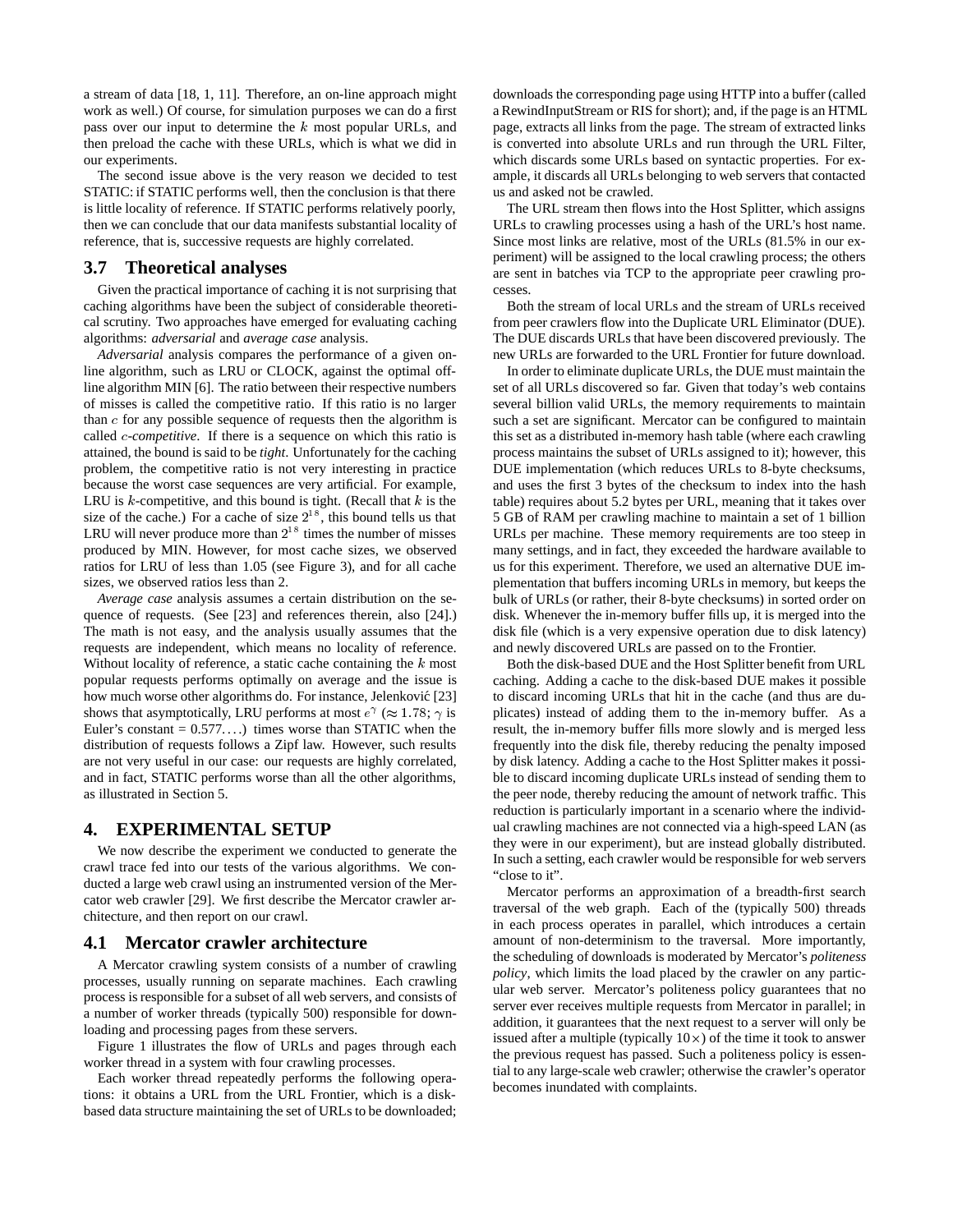a stream of data [18, 1, 11]. Therefore, an on-line approach might work as well.) Of course, for simulation purposes we can do a first pass over our input to determine the $k$ most popular URLs, and then preload the cache with these URLs, which is what we did in our experiments.

The second issue above is the very reason we decided to test STATIC: if STATIC performs well, then the conclusion is that there is little locality of reference. If STATIC performs relatively poorly, then we can conclude that our data manifests substantial locality of reference, that is, successive requests are highly correlated.

### 3.7 Theoretical analyses

Given the practical importance of caching it is not surprising that caching algorithms have been the subject of considerable theoretical scrutiny. Two approaches have emerged for evaluating caching algorithms: *adversarial* and *average case* analysis.

*Adversarial* analysis compares the performance of a given on-line algorithm, such as LRU or CLOCK, against the optimal off-line algorithm MIN [6]. The ratio between their respective numbers of misses is called the competitive ratio. If this ratio is no larger than $c$ for any possible sequence of requests then the algorithm is called $c$*-competitive*. If there is a sequence on which this ratio is attained, the bound is said to be *tight*. Unfortunately for the caching problem, the competitive ratio is not very interesting in practice because the worst case sequences are very artificial. For example, LRU is $k$-competitive, and this bound is tight. (Recall that $k$ is the size of the cache.) For a cache of size $2^{18}$, this bound tells us that LRU will never produce more than $2^{18}$ times the number of misses produced by MIN. However, for most cache sizes, we observed ratios for LRU of less than 1.05 (see Figure 3), and for all cache sizes, we observed ratios less than 2.

*Average case* analysis assumes a certain distribution on the sequence of requests. (See [23] and references therein, also [24].) The math is not easy, and the analysis usually assumes that the requests are independent, which means no locality of reference. Without locality of reference, a static cache containing the $k$ most popular requests performs optimally on average and the issue is how much worse other algorithms do. For instance, Jelenković [23] shows that asymptotically, LRU performs at most $e^{\gamma}$ ($\approx 1.78$; $\gamma$ is Euler's constant = $0.577\ldots$) times worse than STATIC when the distribution of requests follows a Zipf law. However, such results are not very useful in our case: our requests are highly correlated, and in fact, STATIC performs worse than all the other algorithms, as illustrated in Section 5.

## 4. EXPERIMENTAL SETUP

We now describe the experiment we conducted to generate the crawl trace fed into our tests of the various algorithms. We conducted a large web crawl using an instrumented version of the Mercator web crawler [29]. We first describe the Mercator crawler architecture, and then report on our crawl.

### 4.1 Mercator crawler architecture

A Mercator crawling system consists of a number of crawling processes, usually running on separate machines. Each crawling process is responsible for a subset of all web servers, and consists of a number of worker threads (typically 500) responsible for downloading and processing pages from these servers.

Figure 1 illustrates the flow of URLs and pages through each worker thread in a system with four crawling processes.

Each worker thread repeatedly performs the following operations: it obtains a URL from the URL Frontier, which is a disk-based data structure maintaining the set of URLs to be downloaded; downloads the corresponding page using HTTP into a buffer (called a RewindInputStream or RIS for short); and, if the page is an HTML page, extracts all links from the page. The stream of extracted links is converted into absolute URLs and run through the URL Filter, which discards some URLs based on syntactic properties. For example, it discards all URLs belonging to web servers that contacted us and asked not be crawled.

The URL stream then flows into the Host Splitter, which assigns URLs to crawling processes using a hash of the URL's host name. Since most links are relative, most of the URLs (81.5% in our experiment) will be assigned to the local crawling process; the others are sent in batches via TCP to the appropriate peer crawling processes.

Both the stream of local URLs and the stream of URLs received from peer crawlers flow into the Duplicate URL Eliminator (DUE). The DUE discards URLs that have been discovered previously. The new URLs are forwarded to the URL Frontier for future download.

In order to eliminate duplicate URLs, the DUE must maintain the set of all URLs discovered so far. Given that today's web contains several billion valid URLs, the memory requirements to maintain such a set are significant. Mercator can be configured to maintain this set as a distributed in-memory hash table (where each crawling process maintains the subset of URLs assigned to it); however, this DUE implementation (which reduces URLs to 8-byte checksums, and uses the first 3 bytes of the checksum to index into the hash table) requires about 5.2 bytes per URL, meaning that it takes over 5 GB of RAM per crawling machine to maintain a set of 1 billion URLs per machine. These memory requirements are too steep in many settings, and in fact, they exceeded the hardware available to us for this experiment. Therefore, we used an alternative DUE implementation that buffers incoming URLs in memory, but keeps the bulk of URLs (or rather, their 8-byte checksums) in sorted order on disk. Whenever the in-memory buffer fills up, it is merged into the disk file (which is a very expensive operation due to disk latency) and newly discovered URLs are passed on to the Frontier.

Both the disk-based DUE and the Host Splitter benefit from URL caching. Adding a cache to the disk-based DUE makes it possible to discard incoming URLs that hit in the cache (and thus are duplicates) instead of adding them to the in-memory buffer. As a result, the in-memory buffer fills more slowly and is merged less frequently into the disk file, thereby reducing the penalty imposed by disk latency. Adding a cache to the Host Splitter makes it possible to discard incoming duplicate URLs instead of sending them to the peer node, thereby reducing the amount of network traffic. This reduction is particularly important in a scenario where the individual crawling machines are not connected via a high-speed LAN (as they were in our experiment), but are instead globally distributed. In such a setting, each crawler would be responsible for web servers "close to it".

Mercator performs an approximation of a breadth-first search traversal of the web graph. Each of the (typically 500) threads in each process operates in parallel, which introduces a certain amount of non-determinism to the traversal. More importantly, the scheduling of downloads is moderated by Mercator's *politeness policy*, which limits the load placed by the crawler on any particular web server. Mercator's politeness policy guarantees that no server ever receives multiple requests from Mercator in parallel; in addition, it guarantees that the next request to a server will only be issued after a multiple (typically $10\times$) of the time it took to answer the previous request has passed. Such a politeness policy is essential to any large-scale web crawler; otherwise the crawler's operator becomes inundated with complaints.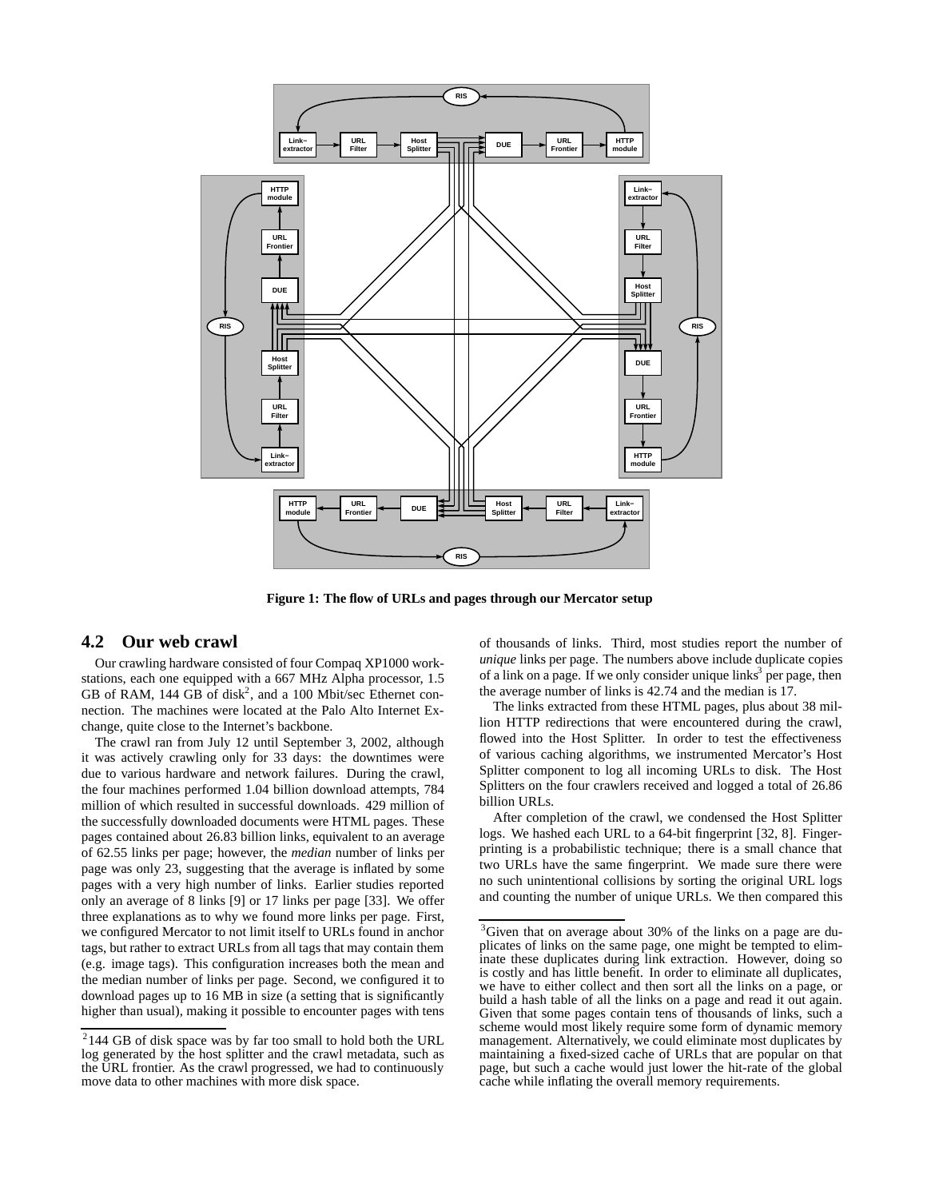**Figure 1: The flow of URLs and pages through our Mercator setup**

### 4.2 Our web crawl

Our crawling hardware consisted of four Compaq XP1000 workstations, each one equipped with a 667 MHz Alpha processor, 1.5 GB of RAM, 144 GB of disk[2], and a 100 Mbit/sec Ethernet connection. The machines were located at the Palo Alto Internet Exchange, quite close to the Internet's backbone.

The crawl ran from July 12 until September 3, 2002, although it was actively crawling only for 33 days: the downtimes were due to various hardware and network failures. During the crawl, the four machines performed 1.04 billion download attempts, 784 million of which resulted in successful downloads. 429 million of the successfully downloaded documents were HTML pages. These pages contained about 26.83 billion links, equivalent to an average of 62.55 links per page; however, the *median* number of links per page was only 23, suggesting that the average is inflated by some pages with a very high number of links. Earlier studies reported only an average of 8 links [9] or 17 links per page [33]. We offer three explanations as to why we found more links per page. First, we configured Mercator to not limit itself to URLs found in anchor tags, but rather to extract URLs from all tags that may contain them (e.g. image tags). This configuration increases both the mean and the median number of links per page. Second, we configured it to download pages up to 16 MB in size (a setting that is significantly higher than usual), making it possible to encounter pages with tens of thousands of links. Third, most studies report the number of *unique* links per page. The numbers above include duplicate copies of a link on a page. If we only consider unique links[3] per page, then the average number of links is 42.74 and the median is 17.

The links extracted from these HTML pages, plus about 38 million HTTP redirections that were encountered during the crawl, flowed into the Host Splitter. In order to test the effectiveness of various caching algorithms, we instrumented Mercator's Host Splitter component to log all incoming URLs to disk. The Host Splitters on the four crawlers received and logged a total of 26.86 billion URLs.

After completion of the crawl, we condensed the Host Splitter logs. We hashed each URL to a 64-bit fingerprint [32, 8]. Fingerprinting is a probabilistic technique; there is a small chance that two URLs have the same fingerprint. We made sure there were no such unintentional collisions by sorting the original URL logs and counting the number of unique URLs. We then compared this

---

[2] 144 GB of disk space was by far too small to hold both the URL log generated by the host splitter and the crawl metadata, such as the URL frontier. As the crawl progressed, we had to continuously move data to other machines with more disk space.

[3] Given that on average about 30% of the links on a page are duplicates of links on the same page, one might be tempted to eliminate these duplicates during link extraction. However, doing so is costly and has little benefit. In order to eliminate all duplicates, we have to either collect and then sort all the links on a page, or build a hash table of all the links on a page and read it out again. Given that some pages contain tens of thousands of links, such a scheme would most likely require some form of dynamic memory management. Alternatively, we could eliminate most duplicates by maintaining a fixed-sized cache of URLs that are popular on that page, but such a cache would just lower the hit-rate of the global cache while inflating the overall memory requirements.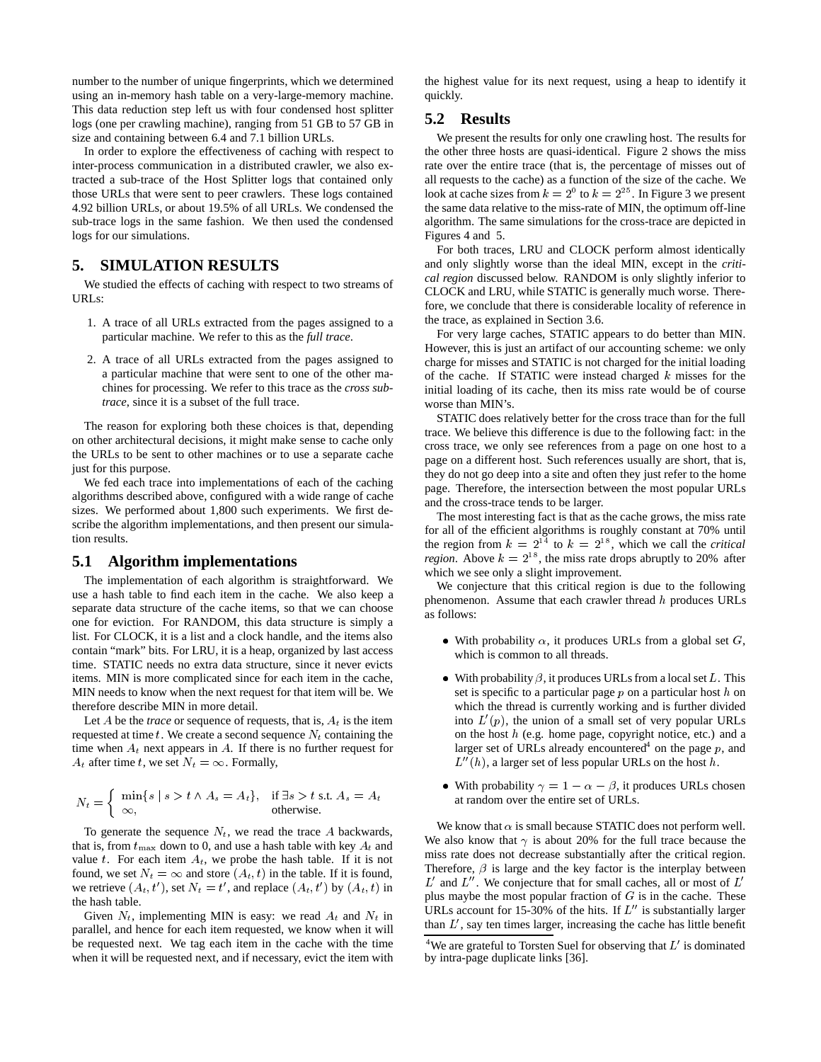number to the number of unique fingerprints, which we determined using an in-memory hash table on a very-large-memory machine. This data reduction step left us with four condensed host splitter logs (one per crawling machine), ranging from 51 GB to 57 GB in size and containing between 6.4 and 7.1 billion URLs.

In order to explore the effectiveness of caching with respect to inter-process communication in a distributed crawler, we also extracted a sub-trace of the Host Splitter logs that contained only those URLs that were sent to peer crawlers. These logs contained 4.92 billion URLs, or about 19.5% of all URLs. We condensed the sub-trace logs in the same fashion. We then used the condensed logs for our simulations.

# 5. SIMULATION RESULTS

We studied the effects of caching with respect to two streams of URLs:

1. A trace of all URLs extracted from the pages assigned to a particular machine. We refer to this as the *full trace*.
2. A trace of all URLs extracted from the pages assigned to a particular machine that were sent to one of the other machines for processing. We refer to this trace as the *cross subtrace*, since it is a subset of the full trace.

The reason for exploring both these choices is that, depending on other architectural decisions, it might make sense to cache only the URLs to be sent to other machines or to use a separate cache just for this purpose.

We fed each trace into implementations of each of the caching algorithms described above, configured with a wide range of cache sizes. We performed about 1,800 such experiments. We first describe the algorithm implementations, and then present our simulation results.

## 5.1 Algorithm implementations

The implementation of each algorithm is straightforward. We use a hash table to find each item in the cache. We also keep a separate data structure of the cache items, so that we can choose one for eviction. For RANDOM, this data structure is simply a list. For CLOCK, it is a list and a clock handle, and the items also contain "mark" bits. For LRU, it is a heap, organized by last access time. STATIC needs no extra data structure, since it never evicts items. MIN is more complicated since for each item in the cache, MIN needs to know when the next request for that item will be. We therefore describe MIN in more detail.

Let $A$ be the *trace* or sequence of requests, that is, $A_t$ is the item requested at time $t$. We create a second sequence $N_t$ containing the time when $A_t$ next appears in $A$. If there is no further request for $A_t$ after time $t$, we set $N_t = \infty$. Formally,

$$N_t = \begin{cases} \min\{s \mid s > t \wedge A_s = A_t\}, & \text{if } \exists s > t \text{ s.t. } A_s = A_t \\ \infty, & \text{otherwise.} \end{cases}$$

To generate the sequence $N_t$, we read the trace $A$ backwards, that is, from $t_{\max}$ down to 0, and use a hash table with key $A_t$ and value $t$. For each item $A_t$, we probe the hash table. If it is not found, we set $N_t = \infty$ and store $(A_t, t)$ in the table. If it is found, we retrieve $(A_t, t')$, set $N_t = t'$, and replace $(A_t, t')$ by $(A_t, t)$ in the hash table.

Given $N_t$, implementing MIN is easy: we read $A_t$ and $N_t$ in parallel, and hence for each item requested, we know when it will be requested next. We tag each item in the cache with the time when it will be requested next, and if necessary, evict the item with the highest value for its next request, using a heap to identify it quickly.

## 5.2 Results

We present the results for only one crawling host. The results for the other three hosts are quasi-identical. Figure 2 shows the miss rate over the entire trace (that is, the percentage of misses out of all requests to the cache) as a function of the size of the cache. We look at cache sizes from $k = 2^0$ to $k = 2^{25}$. In Figure 3 we present the same data relative to the miss-rate of MIN, the optimum off-line algorithm. The same simulations for the cross-trace are depicted in Figures 4 and 5.

For both traces, LRU and CLOCK perform almost identically and only slightly worse than the ideal MIN, except in the *critical region* discussed below. RANDOM is only slightly inferior to CLOCK and LRU, while STATIC is generally much worse. Therefore, we conclude that there is considerable locality of reference in the trace, as explained in Section 3.6.

For very large caches, STATIC appears to do better than MIN. However, this is just an artifact of our accounting scheme: we only charge for misses and STATIC is not charged for the initial loading of the cache. If STATIC were instead charged $k$ misses for the initial loading of its cache, then its miss rate would be of course worse than MIN's.

STATIC does relatively better for the cross trace than for the full trace. We believe this difference is due to the following fact: in the cross trace, we only see references from a page on one host to a page on a different host. Such references usually are short, that is, they do not go deep into a site and often they just refer to the home page. Therefore, the intersection between the most popular URLs and the cross-trace tends to be larger.

The most interesting fact is that as the cache grows, the miss rate for all of the efficient algorithms is roughly constant at 70% until the region from $k = 2^{14}$ to $k = 2^{18}$, which we call the *critical region*. Above $k = 2^{18}$, the miss rate drops abruptly to 20% after which we see only a slight improvement.

We conjecture that this critical region is due to the following phenomenon. Assume that each crawler thread $h$ produces URLs as follows:

- With probability $\alpha$, it produces URLs from a global set $G$, which is common to all threads.
- With probability $\beta$, it produces URLs from a local set $L$. This set is specific to a particular page $p$ on a particular host $h$ on which the thread is currently working and is further divided into $L'(p)$, the union of a small set of very popular URLs on the host $h$ (e.g. home page, copyright notice, etc.) and a larger set of URLs already encountered[4] on the page $p$, and $L''(h)$, a larger set of less popular URLs on the host $h$.
- With probability $\gamma = 1 - \alpha - \beta$, it produces URLs chosen at random over the entire set of URLs.

We know that $\alpha$ is small because STATIC does not perform well. We also know that $\gamma$ is about 20% for the full trace because the miss rate does not decrease substantially after the critical region. Therefore, $\beta$ is large and the key factor is the interplay between $L'$ and $L''$. We conjecture that for small caches, all or most of $L'$ plus maybe the most popular fraction of $G$ is in the cache. These URLs account for 15-30% of the hits. If $L''$ is substantially larger than $L'$, say ten times larger, increasing the cache has little benefit

[4] We are grateful to Torsten Suel for observing that $L'$ is dominated by intra-page duplicate links [36].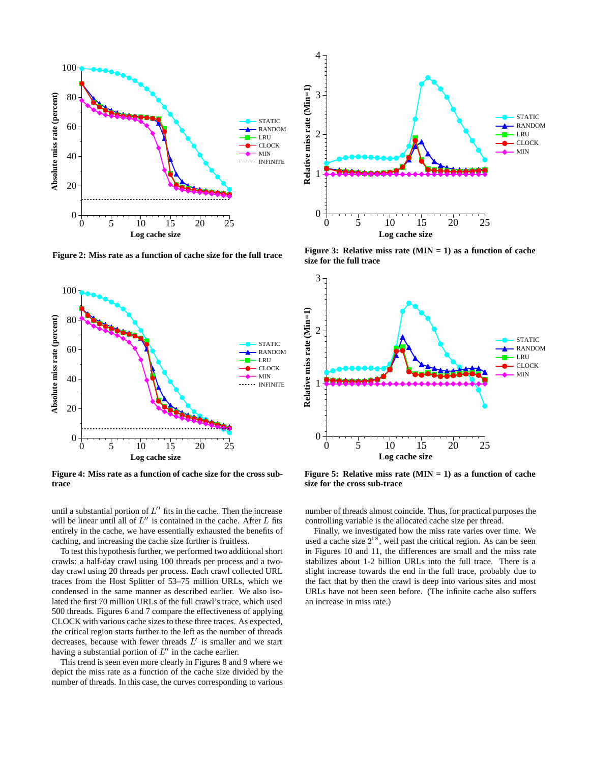**Figure 2: Miss rate as a function of cache size for the full trace**

**Figure 3: Relative miss rate (MIN = 1) as a function of cache size for the full trace**

**Figure 4: Miss rate as a function of cache size for the cross sub-trace**

**Figure 5: Relative miss rate (MIN = 1) as a function of cache size for the cross sub-trace**

until a substantial portion of $L''$ fits in the cache. Then the increase will be linear until all of $L''$ is contained in the cache. After $L$ fits entirely in the cache, we have essentially exhausted the benefits of caching, and increasing the cache size further is fruitless.

To test this hypothesis further, we performed two additional short crawls: a half-day crawl using 100 threads per process and a two-day crawl using 20 threads per process. Each crawl collected URL traces from the Host Splitter of 53–75 million URLs, which we condensed in the same manner as described earlier. We also isolated the first 70 million URLs of the full crawl's trace, which used 500 threads. Figures 6 and 7 compare the effectiveness of applying CLOCK with various cache sizes to these three traces. As expected, the critical region starts further to the left as the number of threads decreases, because with fewer threads $L'$ is smaller and we start having a substantial portion of $L''$ in the cache earlier.

This trend is seen even more clearly in Figures 8 and 9 where we depict the miss rate as a function of the cache size divided by the number of threads. In this case, the curves corresponding to various number of threads almost coincide. Thus, for practical purposes the controlling variable is the allocated cache size per thread.

Finally, we investigated how the miss rate varies over time. We used a cache size $2^{18}$, well past the critical region. As can be seen in Figures 10 and 11, the differences are small and the miss rate stabilizes about 1-2 billion URLs into the full trace. There is a slight increase towards the end in the full trace, probably due to the fact that by then the crawl is deep into various sites and most URLs have not been seen before. (The infinite cache also suffers an increase in miss rate.)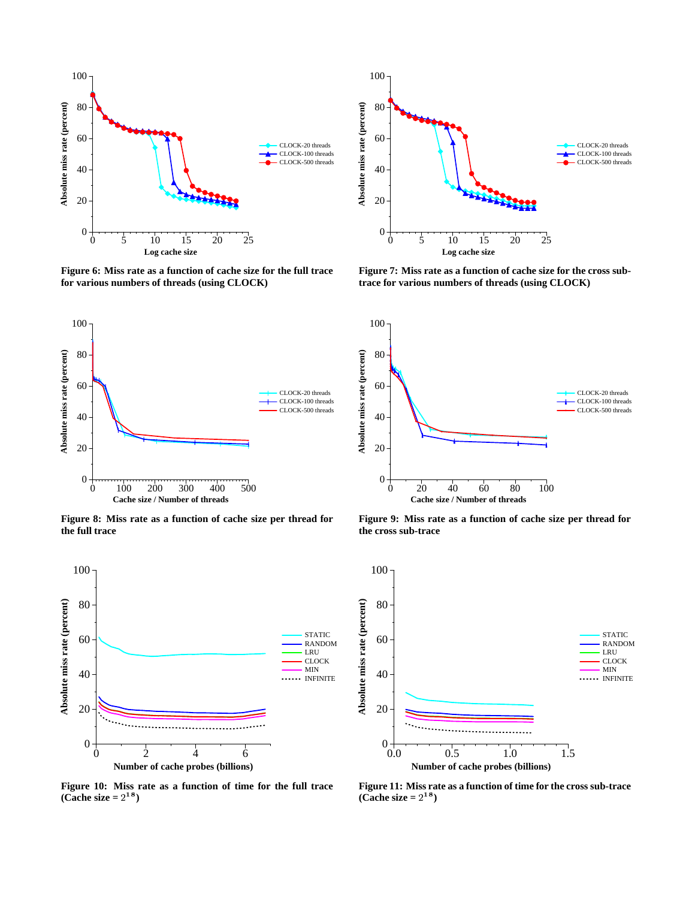**Figure 6: Miss rate as a function of cache size for the full trace for various numbers of threads (using CLOCK)**

**Figure 7: Miss rate as a function of cache size for the cross sub-trace for various numbers of threads (using CLOCK)**

**Figure 8: Miss rate as a function of cache size per thread for the full trace**

**Figure 9: Miss rate as a function of cache size per thread for the cross sub-trace**

**Figure 10: Miss rate as a function of time for the full trace (Cache size = $2^{18}$)**

**Figure 11: Miss rate as a function of time for the cross sub-trace (Cache size = $2^{18}$)**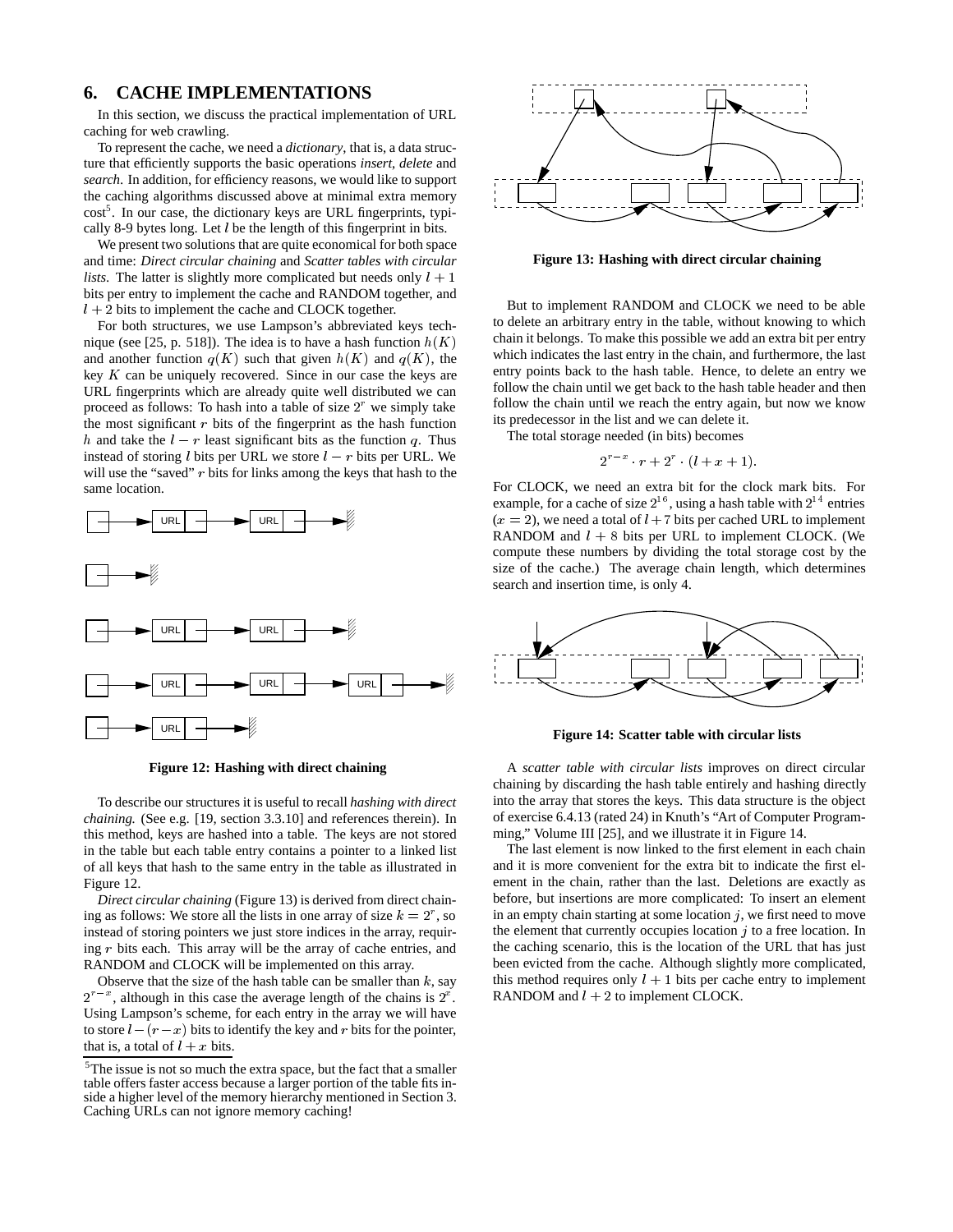## 6. CACHE IMPLEMENTATIONS

In this section, we discuss the practical implementation of URL caching for web crawling.

To represent the cache, we need a *dictionary*, that is, a data structure that efficiently supports the basic operations *insert*, *delete* and *search*. In addition, for efficiency reasons, we would like to support the caching algorithms discussed above at minimal extra memory cost[5]. In our case, the dictionary keys are URL fingerprints, typically 8-9 bytes long. Let $l$ be the length of this fingerprint in bits.

We present two solutions that are quite economical for both space and time: *Direct circular chaining* and *Scatter tables with circular lists*. The latter is slightly more complicated but needs only $l+1$ bits per entry to implement the cache and RANDOM together, and $l+2$ bits to implement the cache and CLOCK together.

For both structures, we use Lampson's abbreviated keys technique (see [25, p. 518]). The idea is to have a hash function $h(K)$ and another function $q(K)$ such that given $h(K)$ and $q(K)$, the key $K$ can be uniquely recovered. Since in our case the keys are URL fingerprints which are already quite well distributed we can proceed as follows: To hash into a table of size $2^r$ we simply take the most significant $r$ bits of the fingerprint as the hash function $h$ and take the $l-r$ least significant bits as the function $q$. Thus instead of storing $l$ bits per URL we store $l-r$ bits per URL. We will use the "saved" $r$ bits for links among the keys that hash to the same location.

**Figure 12: Hashing with direct chaining**

To describe our structures it is useful to recall *hashing with direct chaining.* (See e.g. [19, section 3.3.10] and references therein). In this method, keys are hashed into a table. The keys are not stored in the table but each table entry contains a pointer to a linked list of all keys that hash to the same entry in the table as illustrated in Figure 12.

*Direct circular chaining* (Figure 13) is derived from direct chaining as follows: We store all the lists in one array of size $k = 2^r$, so instead of storing pointers we just store indices in the array, requiring $r$ bits each. This array will be the array of cache entries, and RANDOM and CLOCK will be implemented on this array.

Observe that the size of the hash table can be smaller than $k$, say $2^{r-x}$, although in this case the average length of the chains is $2^x$. Using Lampson's scheme, for each entry in the array we will have to store $l-(r-x)$ bits to identify the key and $r$ bits for the pointer, that is, a total of $l+x$ bits.

**Figure 13: Hashing with direct circular chaining**

But to implement RANDOM and CLOCK we need to be able to delete an arbitrary entry in the table, without knowing to which chain it belongs. To make this possible we add an extra bit per entry which indicates the last entry in the chain, and furthermore, the last entry points back to the hash table. Hence, to delete an entry we follow the chain until we get back to the hash table header and then follow the chain until we reach the entry again, but now we know its predecessor in the list and we can delete it.

The total storage needed (in bits) becomes

$$2^{r-x} \cdot r + 2^r \cdot (l+x+1).$$

For CLOCK, we need an extra bit for the clock mark bits. For example, for a cache of size $2^{16}$, using a hash table with $2^{14}$ entries ($x = 2$), we need a total of $l+7$ bits per cached URL to implement RANDOM and $l+8$ bits per URL to implement CLOCK. (We compute these numbers by dividing the total storage cost by the size of the cache.) The average chain length, which determines search and insertion time, is only 4.

**Figure 14: Scatter table with circular lists**

A *scatter table with circular lists* improves on direct circular chaining by discarding the hash table entirely and hashing directly into the array that stores the keys. This data structure is the object of exercise 6.4.13 (rated 24) in Knuth's "Art of Computer Programming," Volume III [25], and we illustrate it in Figure 14.

The last element is now linked to the first element in each chain and it is more convenient for the extra bit to indicate the first element in the chain, rather than the last. Deletions are exactly as before, but insertions are more complicated: To insert an element in an empty chain starting at some location $j$, we first need to move the element that currently occupies location $j$ to a free location. In the caching scenario, this is the location of the URL that has just been evicted from the cache. Although slightly more complicated, this method requires only $l+1$ bits per cache entry to implement RANDOM and $l+2$ to implement CLOCK.

---

[5] The issue is not so much the extra space, but the fact that a smaller table offers faster access because a larger portion of the table fits inside a higher level of the memory hierarchy mentioned in Section 3. Caching URLs can not ignore memory caching!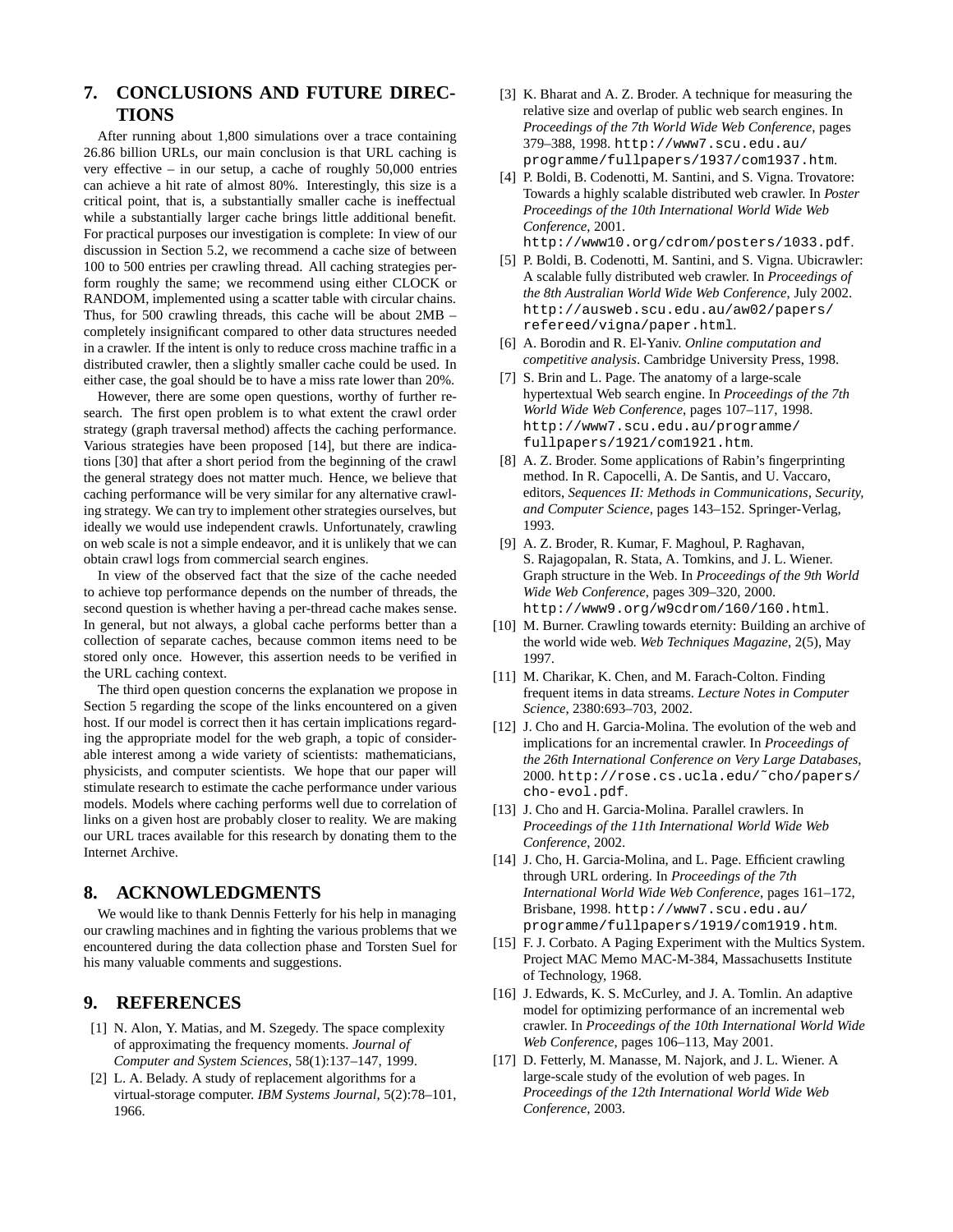## 7. CONCLUSIONS AND FUTURE DIRECTIONS

After running about 1,800 simulations over a trace containing 26.86 billion URLs, our main conclusion is that URL caching is very effective – in our setup, a cache of roughly 50,000 entries can achieve a hit rate of almost 80%. Interestingly, this size is a critical point, that is, a substantially smaller cache is ineffectual while a substantially larger cache brings little additional benefit. For practical purposes our investigation is complete: In view of our discussion in Section 5.2, we recommend a cache size of between 100 to 500 entries per crawling thread. All caching strategies perform roughly the same; we recommend using either CLOCK or RANDOM, implemented using a scatter table with circular chains. Thus, for 500 crawling threads, this cache will be about 2MB – completely insignificant compared to other data structures needed in a crawler. If the intent is only to reduce cross machine traffic in a distributed crawler, then a slightly smaller cache could be used. In either case, the goal should be to have a miss rate lower than 20%.

However, there are some open questions, worthy of further research. The first open problem is to what extent the crawl order strategy (graph traversal method) affects the caching performance. Various strategies have been proposed [14], but there are indications [30] that after a short period from the beginning of the crawl the general strategy does not matter much. Hence, we believe that caching performance will be very similar for any alternative crawling strategy. We can try to implement other strategies ourselves, but ideally we would use independent crawls. Unfortunately, crawling on web scale is not a simple endeavor, and it is unlikely that we can obtain crawl logs from commercial search engines.

In view of the observed fact that the size of the cache needed to achieve top performance depends on the number of threads, the second question is whether having a per-thread cache makes sense. In general, but not always, a global cache performs better than a collection of separate caches, because common items need to be stored only once. However, this assertion needs to be verified in the URL caching context.

The third open question concerns the explanation we propose in Section 5 regarding the scope of the links encountered on a given host. If our model is correct then it has certain implications regarding the appropriate model for the web graph, a topic of considerable interest among a wide variety of scientists: mathematicians, physicists, and computer scientists. We hope that our paper will stimulate research to estimate the cache performance under various models. Models where caching performs well due to correlation of links on a given host are probably closer to reality. We are making our URL traces available for this research by donating them to the Internet Archive.

## 8. ACKNOWLEDGMENTS

We would like to thank Dennis Fetterly for his help in managing our crawling machines and in fighting the various problems that we encountered during the data collection phase and Torsten Suel for his many valuable comments and suggestions.

## 9. REFERENCES

[1] N. Alon, Y. Matias, and M. Szegedy. The space complexity of approximating the frequency moments. *Journal of Computer and System Sciences*, 58(1):137–147, 1999.

[2] L. A. Belady. A study of replacement algorithms for a virtual-storage computer. *IBM Systems Journal*, 5(2):78–101, 1966.

[3] K. Bharat and A. Z. Broder. A technique for measuring the relative size and overlap of public web search engines. In *Proceedings of the 7th World Wide Web Conference*, pages 379–388, 1998. http://www7.scu.edu.au/programme/fullpapers/1937/com1937.htm.

[4] P. Boldi, B. Codenotti, M. Santini, and S. Vigna. Trovatore: Towards a highly scalable distributed web crawler. In *Poster Proceedings of the 10th International World Wide Web Conference*, 2001. http://www10.org/cdrom/posters/1033.pdf.

[5] P. Boldi, B. Codenotti, M. Santini, and S. Vigna. Ubicrawler: A scalable fully distributed web crawler. In *Proceedings of the 8th Australian World Wide Web Conference*, July 2002. http://ausweb.scu.edu.au/aw02/papers/refereed/vigna/paper.html.

[6] A. Borodin and R. El-Yaniv. *Online computation and competitive analysis*. Cambridge University Press, 1998.

[7] S. Brin and L. Page. The anatomy of a large-scale hypertextual Web search engine. In *Proceedings of the 7th World Wide Web Conference*, pages 107–117, 1998. http://www7.scu.edu.au/programme/fullpapers/1921/com1921.htm.

[8] A. Z. Broder. Some applications of Rabin's fingerprinting method. In R. Capocelli, A. De Santis, and U. Vaccaro, editors, *Sequences II: Methods in Communications, Security, and Computer Science*, pages 143–152. Springer-Verlag, 1993.

[9] A. Z. Broder, R. Kumar, F. Maghoul, P. Raghavan, S. Rajagopalan, R. Stata, A. Tomkins, and J. L. Wiener. Graph structure in the Web. In *Proceedings of the 9th World Wide Web Conference*, pages 309–320, 2000. http://www9.org/w9cdrom/160/160.html.

[10] M. Burner. Crawling towards eternity: Building an archive of the world wide web. *Web Techniques Magazine*, 2(5), May 1997.

[11] M. Charikar, K. Chen, and M. Farach-Colton. Finding frequent items in data streams. *Lecture Notes in Computer Science*, 2380:693–703, 2002.

[12] J. Cho and H. Garcia-Molina. The evolution of the web and implications for an incremental crawler. In *Proceedings of the 26th International Conference on Very Large Databases*, 2000. http://rose.cs.ucla.edu/˜cho/papers/cho-evol.pdf.

[13] J. Cho and H. Garcia-Molina. Parallel crawlers. In *Proceedings of the 11th International World Wide Web Conference*, 2002.

[14] J. Cho, H. Garcia-Molina, and L. Page. Efficient crawling through URL ordering. In *Proceedings of the 7th International World Wide Web Conference*, pages 161–172, Brisbane, 1998. http://www7.scu.edu.au/programme/fullpapers/1919/com1919.htm.

[15] F. J. Corbato. A Paging Experiment with the Multics System. Project MAC Memo MAC-M-384, Massachusetts Institute of Technology, 1968.

[16] J. Edwards, K. S. McCurley, and J. A. Tomlin. An adaptive model for optimizing performance of an incremental web crawler. In *Proceedings of the 10th International World Wide Web Conference*, pages 106–113, May 2001.

[17] D. Fetterly, M. Manasse, M. Najork, and J. L. Wiener. A large-scale study of the evolution of web pages. In *Proceedings of the 12th International World Wide Web Conference*, 2003.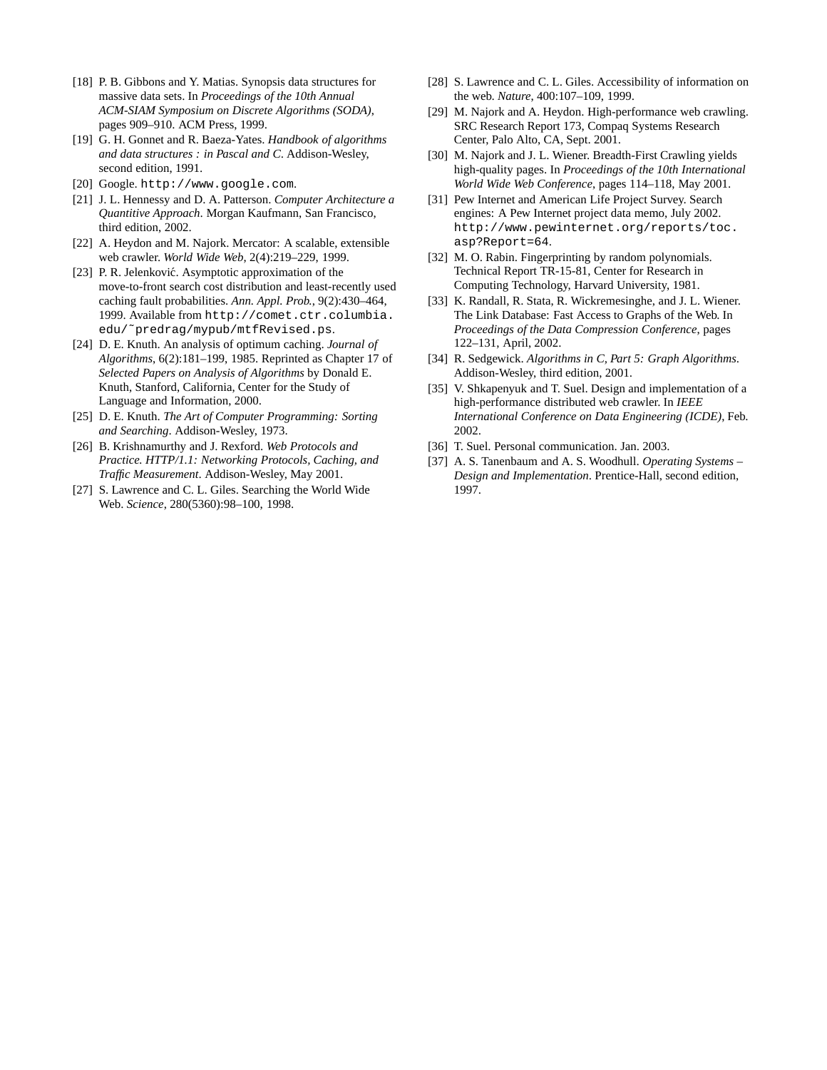[18] P. B. Gibbons and Y. Matias. Synopsis data structures for massive data sets. In *Proceedings of the 10th Annual ACM-SIAM Symposium on Discrete Algorithms (SODA)*, pages 909–910. ACM Press, 1999.

[19] G. H. Gonnet and R. Baeza-Yates. *Handbook of algorithms and data structures : in Pascal and C*. Addison-Wesley, second edition, 1991.

[20] Google. `http://www.google.com`.

[21] J. L. Hennessy and D. A. Patterson. *Computer Architecture a Quantitive Approach*. Morgan Kaufmann, San Francisco, third edition, 2002.

[22] A. Heydon and M. Najork. Mercator: A scalable, extensible web crawler. *World Wide Web*, 2(4):219–229, 1999.

[23] P. R. Jelenković. Asymptotic approximation of the move-to-front search cost distribution and least-recently used caching fault probabilities. *Ann. Appl. Prob.*, 9(2):430–464, 1999. Available from `http://comet.ctr.columbia.edu/~predrag/mypub/mtfRevised.ps`.

[24] D. E. Knuth. An analysis of optimum caching. *Journal of Algorithms*, 6(2):181–199, 1985. Reprinted as Chapter 17 of *Selected Papers on Analysis of Algorithms* by Donald E. Knuth, Stanford, California, Center for the Study of Language and Information, 2000.

[25] D. E. Knuth. *The Art of Computer Programming: Sorting and Searching*. Addison-Wesley, 1973.

[26] B. Krishnamurthy and J. Rexford. *Web Protocols and Practice. HTTP/1.1: Networking Protocols, Caching, and Traffic Measurement*. Addison-Wesley, May 2001.

[27] S. Lawrence and C. L. Giles. Searching the World Wide Web. *Science*, 280(5360):98–100, 1998.

[28] S. Lawrence and C. L. Giles. Accessibility of information on the web. *Nature*, 400:107–109, 1999.

[29] M. Najork and A. Heydon. High-performance web crawling. SRC Research Report 173, Compaq Systems Research Center, Palo Alto, CA, Sept. 2001.

[30] M. Najork and J. L. Wiener. Breadth-First Crawling yields high-quality pages. In *Proceedings of the 10th International World Wide Web Conference*, pages 114–118, May 2001.

[31] Pew Internet and American Life Project Survey. Search engines: A Pew Internet project data memo, July 2002. `http://www.pewinternet.org/reports/toc.asp?Report=64`.

[32] M. O. Rabin. Fingerprinting by random polynomials. Technical Report TR-15-81, Center for Research in Computing Technology, Harvard University, 1981.

[33] K. Randall, R. Stata, R. Wickremesinghe, and J. L. Wiener. The Link Database: Fast Access to Graphs of the Web. In *Proceedings of the Data Compression Conference*, pages 122–131, April, 2002.

[34] R. Sedgewick. *Algorithms in C, Part 5: Graph Algorithms*. Addison-Wesley, third edition, 2001.

[35] V. Shkapenyuk and T. Suel. Design and implementation of a high-performance distributed web crawler. In *IEEE International Conference on Data Engineering (ICDE)*, Feb. 2002.

[36] T. Suel. Personal communication. Jan. 2003.

[37] A. S. Tanenbaum and A. S. Woodhull. *Operating Systems – Design and Implementation*. Prentice-Hall, second edition, 1997.